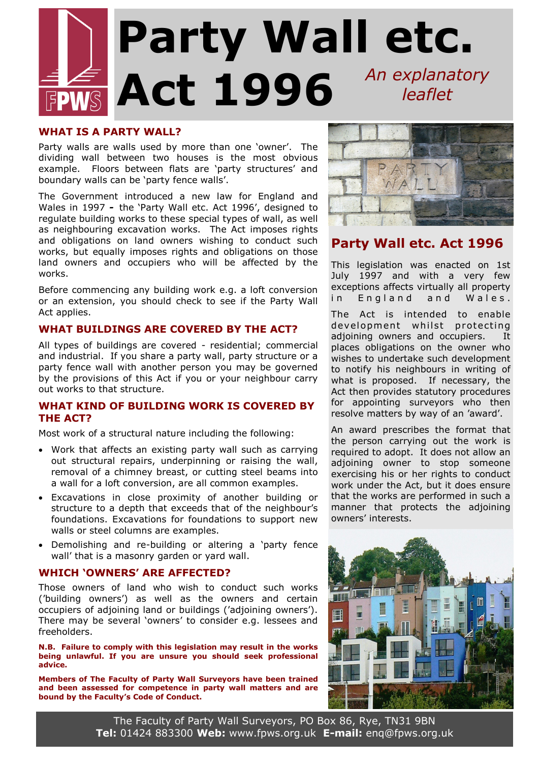# Party Wall etc. Act 1996

*An explanatory leaflet*

## WHAT IS A PARTY WALL?

Party walls are walls used by more than one 'owner'. The dividing wall between two houses is the most obvious example. Floors between flats are 'party structures' and boundary walls can be 'party fence walls'.

The Government introduced a new law for England and Wales in 1997 **-** the 'Party Wall etc. Act 1996', designed to regulate building works to these special types of wall, as well as neighbouring excavation works. The Act imposes rights and obligations on land owners wishing to conduct such works, but equally imposes rights and obligations on those land owners and occupiers who will be affected by the works.

Before commencing any building work e.g. a loft conversion or an extension, you should check to see if the Party Wall Act applies.

## WHAT BUILDINGS ARE COVERED BY THE ACT?

All types of buildings are covered - residential; commercial and industrial. If you share a party wall, party structure or a party fence wall with another person you may be governed by the provisions of this Act if you or your neighbour carry out works to that structure.

## WHAT KIND OF BUILDING WORK IS COVERED BY THE ACT?

Most work of a structural nature including the following:

- Work that affects an existing party wall such as carrying out structural repairs, underpinning or raising the wall, removal of a chimney breast, or cutting steel beams into a wall for a loft conversion, are all common examples.
- Excavations in close proximity of another building or structure to a depth that exceeds that of the neighbour's foundations. Excavations for foundations to support new walls or steel columns are examples.
- Demolishing and re-building or altering a 'party fence wall' that is a masonry garden or yard wall.

## WHICH 'OWNERS' ARE AFFECTED?

Those owners of land who wish to conduct such works ('building owners') as well as the owners and certain occupiers of adjoining land or buildings ('adjoining owners'). There may be several 'owners' to consider e.g. lessees and freeholders.

**N.B. Failure to comply with this legislation may result in the works being unlawful. If you are unsure you should seek professional advice.**

**Members of The Faculty of Party Wall Surveyors have been trained and been assessed for competence in party wall matters and are bound by the Faculty's Code of Conduct.**

## Party Wall etc. Act 1996

This legislation was enacted on 1st July 1997 and with a very few exceptions affects virtually all property in England and Wales.

The Act is intended to enable development whilst protecting adjoining owners and occupiers. It places obligations on the owner who wishes to undertake such development to notify his neighbours in writing of what is proposed. If necessary, the Act then provides statutory procedures for appointing surveyors who then resolve matters by way of an 'award'.

An award prescribes the format that the person carrying out the work is required to adopt. It does not allow an adjoining owner to stop someone exercising his or her rights to conduct work under the Act, but it does ensure that the works are performed in such a manner that protects the adjoining owners' interests.

The Faculty of Party Wall Surveyors, PO Box 86, Rye, TN31 9BN
**Tel:** 01424 883300 **Web:** www.fpws.org.uk **E-mail:** enq@fpws.org.uk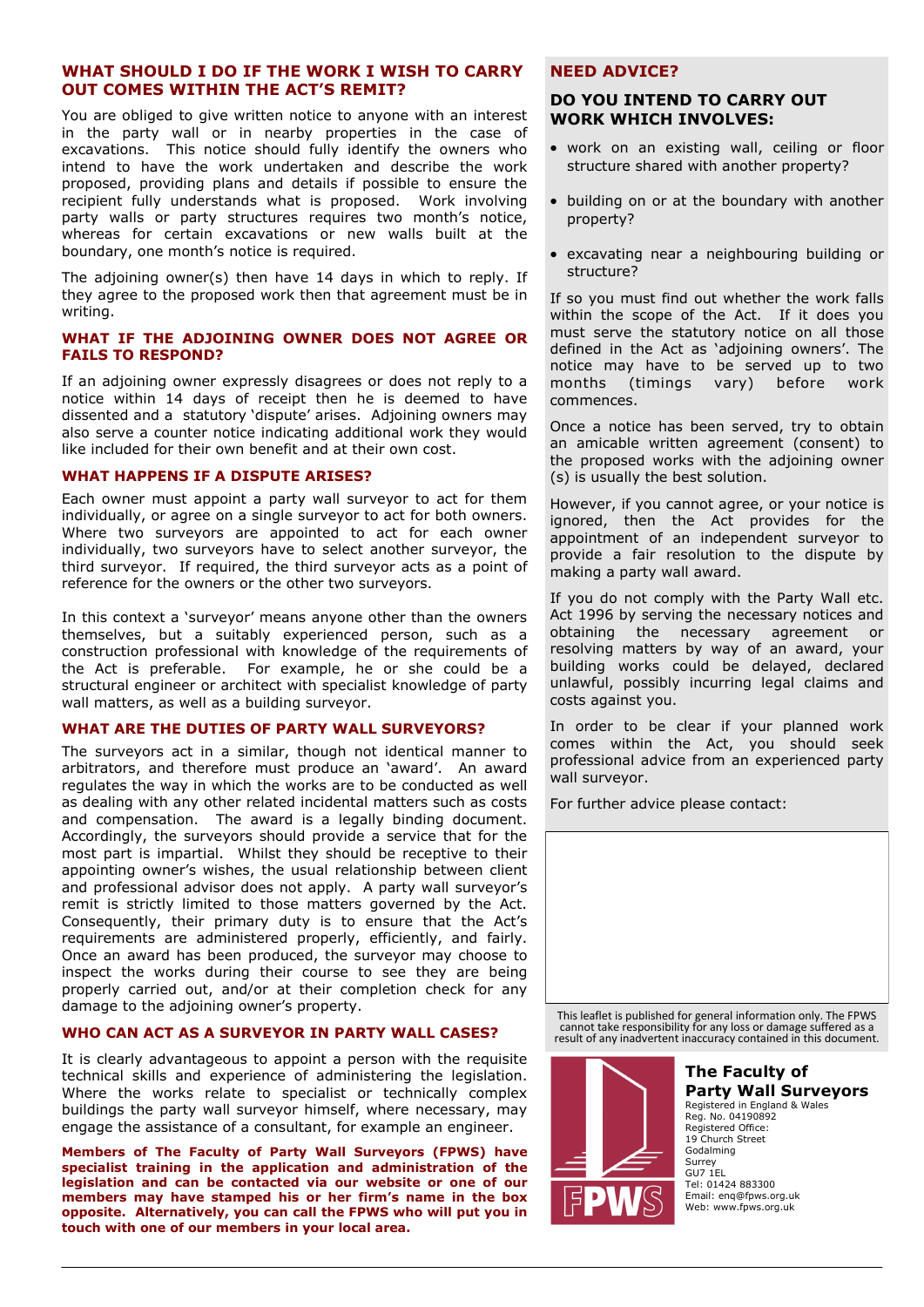## WHAT SHOULD I DO IF THE WORK I WISH TO CARRY OUT COMES WITHIN THE ACT'S REMIT?

You are obliged to give written notice to anyone with an interest in the party wall or in nearby properties in the case of excavations. This notice should fully identify the owners who intend to have the work undertaken and describe the work proposed, providing plans and details if possible to ensure the recipient fully understands what is proposed. Work involving party walls or party structures requires two month's notice, whereas for certain excavations or new walls built at the boundary, one month's notice is required.

The adjoining owner(s) then have 14 days in which to reply. If they agree to the proposed work then that agreement must be in writing.

### WHAT IF THE ADJOINING OWNER DOES NOT AGREE OR FAILS TO RESPOND?

If an adjoining owner expressly disagrees or does not reply to a notice within 14 days of receipt then he is deemed to have dissented and a statutory 'dispute' arises. Adjoining owners may also serve a counter notice indicating additional work they would like included for their own benefit and at their own cost.

### WHAT HAPPENS IF A DISPUTE ARISES?

Each owner must appoint a party wall surveyor to act for them individually, or agree on a single surveyor to act for both owners. Where two surveyors are appointed to act for each owner individually, two surveyors have to select another surveyor, the third surveyor. If required, the third surveyor acts as a point of reference for the owners or the other two surveyors.

In this context a 'surveyor' means anyone other than the owners themselves, but a suitably experienced person, such as a construction professional with knowledge of the requirements of the Act is preferable. For example, he or she could be a structural engineer or architect with specialist knowledge of party wall matters, as well as a building surveyor.

### WHAT ARE THE DUTIES OF PARTY WALL SURVEYORS?

The surveyors act in a similar, though not identical manner to arbitrators, and therefore must produce an 'award'. An award regulates the way in which the works are to be conducted as well as dealing with any other related incidental matters such as costs and compensation. The award is a legally binding document. Accordingly, the surveyors should provide a service that for the most part is impartial. Whilst they should be receptive to their appointing owner's wishes, the usual relationship between client and professional advisor does not apply. A party wall surveyor's remit is strictly limited to those matters governed by the Act. Consequently, their primary duty is to ensure that the Act's requirements are administered properly, efficiently, and fairly. Once an award has been produced, the surveyor may choose to inspect the works during their course to see they are being properly carried out, and/or at their completion check for any damage to the adjoining owner's property.

### WHO CAN ACT AS A SURVEYOR IN PARTY WALL CASES?

It is clearly advantageous to appoint a person with the requisite technical skills and experience of administering the legislation. Where the works relate to specialist or technically complex buildings the party wall surveyor himself, where necessary, may engage the assistance of a consultant, for example an engineer.

**Members of The Faculty of Party Wall Surveyors (FPWS) have specialist training in the application and administration of the legislation and can be contacted via our website or one of our members may have stamped his or her firm's name in the box opposite. Alternatively, you can call the FPWS who will put you in touch with one of our members in your local area.**

## NEED ADVICE?

### DO YOU INTEND TO CARRY OUT WORK WHICH INVOLVES:

- work on an existing wall, ceiling or floor structure shared with another property?
- building on or at the boundary with another property?
- excavating near a neighbouring building or structure?

If so you must find out whether the work falls within the scope of the Act. If it does you must serve the statutory notice on all those defined in the Act as 'adjoining owners'. The notice may have to be served up to two months (timings vary) before work commences.

Once a notice has been served, try to obtain an amicable written agreement (consent) to the proposed works with the adjoining owner (s) is usually the best solution.

However, if you cannot agree, or your notice is ignored, then the Act provides for the appointment of an independent surveyor to provide a fair resolution to the dispute by making a party wall award.

If you do not comply with the Party Wall etc. Act 1996 by serving the necessary notices and obtaining the necessary agreement or resolving matters by way of an award, your building works could be delayed, declared unlawful, possibly incurring legal claims and costs against you.

In order to be clear if your planned work comes within the Act, you should seek professional advice from an experienced party wall surveyor.

For further advice please contact:

This leaflet is published for general information only. The FPWS cannot take responsibility for any loss or damage suffered as a result of any inadvertent inaccuracy contained in this document.

**The Faculty of Party Wall Surveyors**
Registered in England & Wales
Reg. No. 04190892
Registered Office:
19 Church Street
Godalming
Surrey
GU7 1EL
Tel: 01424 883300
Email: enq@fpws.org.uk
Web: www.fpws.org.uk